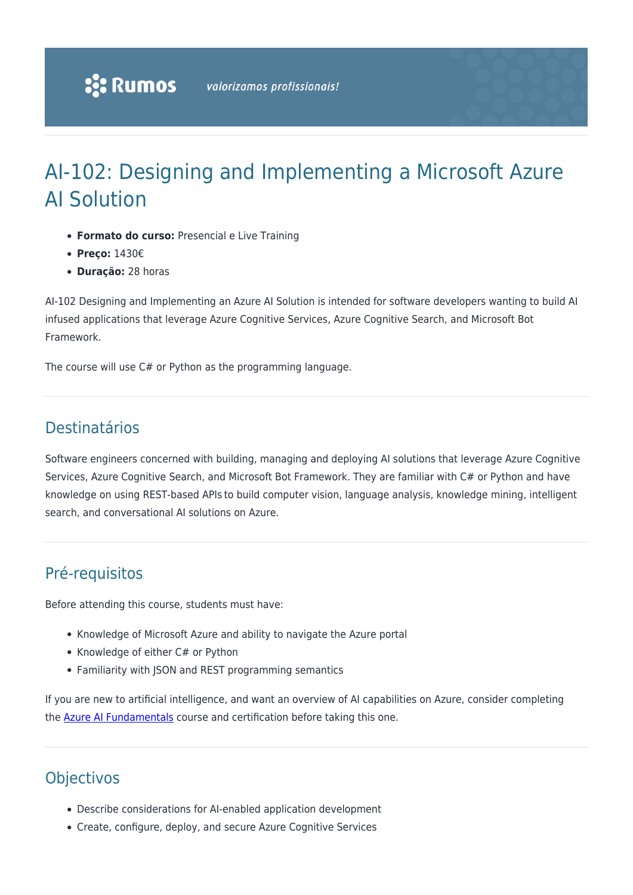# AI-102: Designing and Implementing a Microsoft Azure AI Solution

- **Formato do curso:** Presencial e Live Training
- **Preço:** 1430€
- **Duração:** 28 horas

AI-102 Designing and Implementing an Azure AI Solution is intended for software developers wanting to build AI infused applications that leverage Azure Cognitive Services, Azure Cognitive Search, and Microsoft Bot Framework.

The course will use C# or Python as the programming language.

## Destinatários

Software engineers concerned with building, managing and deploying AI solutions that leverage Azure Cognitive Services, Azure Cognitive Search, and Microsoft Bot Framework. They are familiar with C# or Python and have knowledge on using REST-based APIs to build computer vision, language analysis, knowledge mining, intelligent search, and conversational AI solutions on Azure.

## Pré-requisitos

Before attending this course, students must have:

- Knowledge of Microsoft Azure and ability to navigate the Azure portal
- Knowledge of either C# or Python
- Familiarity with JSON and REST programming semantics

If you are new to artificial intelligence, and want an overview of AI capabilities on Azure, consider completing the [Azure AI Fundamentals]() course and certification before taking this one.

## Objectivos

- Describe considerations for AI-enabled application development
- Create, configure, deploy, and secure Azure Cognitive Services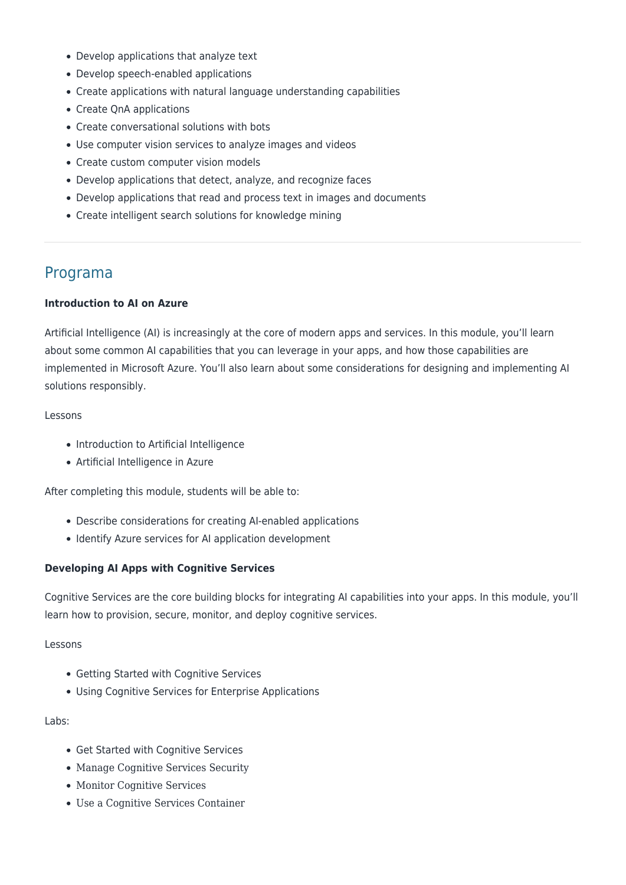- Develop applications that analyze text
- Develop speech-enabled applications
- Create applications with natural language understanding capabilities
- Create QnA applications
- Create conversational solutions with bots
- Use computer vision services to analyze images and videos
- Create custom computer vision models
- Develop applications that detect, analyze, and recognize faces
- Develop applications that read and process text in images and documents
- Create intelligent search solutions for knowledge mining

---

## Programa

**Introduction to AI on Azure**

Artificial Intelligence (AI) is increasingly at the core of modern apps and services. In this module, you'll learn about some common AI capabilities that you can leverage in your apps, and how those capabilities are implemented in Microsoft Azure. You'll also learn about some considerations for designing and implementing AI solutions responsibly.

Lessons

- Introduction to Artificial Intelligence
- Artificial Intelligence in Azure

After completing this module, students will be able to:

- Describe considerations for creating AI-enabled applications
- Identify Azure services for AI application development

**Developing AI Apps with Cognitive Services**

Cognitive Services are the core building blocks for integrating AI capabilities into your apps. In this module, you'll learn how to provision, secure, monitor, and deploy cognitive services.

Lessons

- Getting Started with Cognitive Services
- Using Cognitive Services for Enterprise Applications

Labs:

- Get Started with Cognitive Services
- Manage Cognitive Services Security
- Monitor Cognitive Services
- Use a Cognitive Services Container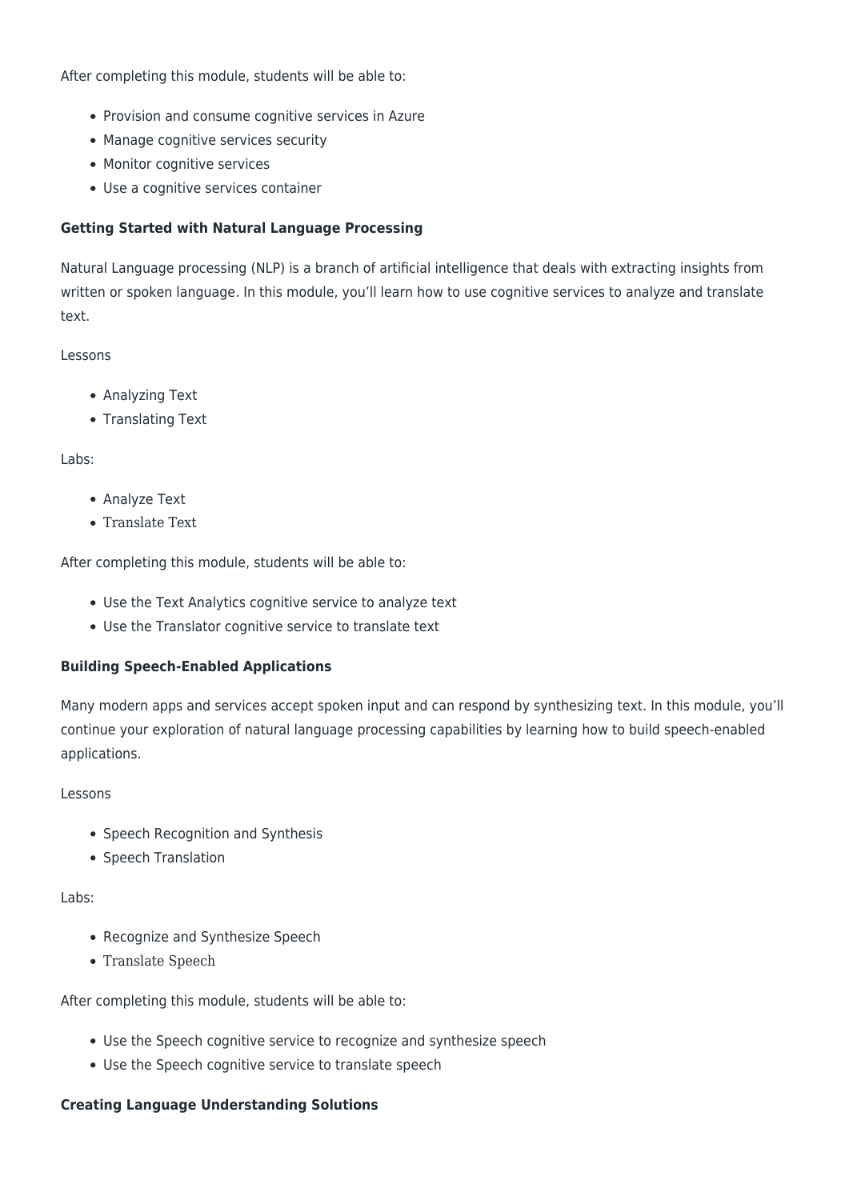After completing this module, students will be able to:

- Provision and consume cognitive services in Azure
- Manage cognitive services security
- Monitor cognitive services
- Use a cognitive services container

**Getting Started with Natural Language Processing**

Natural Language processing (NLP) is a branch of artificial intelligence that deals with extracting insights from written or spoken language. In this module, you'll learn how to use cognitive services to analyze and translate text.

Lessons

- Analyzing Text
- Translating Text

Labs:

- Analyze Text
- Translate Text

After completing this module, students will be able to:

- Use the Text Analytics cognitive service to analyze text
- Use the Translator cognitive service to translate text

**Building Speech-Enabled Applications**

Many modern apps and services accept spoken input and can respond by synthesizing text. In this module, you'll continue your exploration of natural language processing capabilities by learning how to build speech-enabled applications.

Lessons

- Speech Recognition and Synthesis
- Speech Translation

Labs:

- Recognize and Synthesize Speech
- Translate Speech

After completing this module, students will be able to:

- Use the Speech cognitive service to recognize and synthesize speech
- Use the Speech cognitive service to translate speech

**Creating Language Understanding Solutions**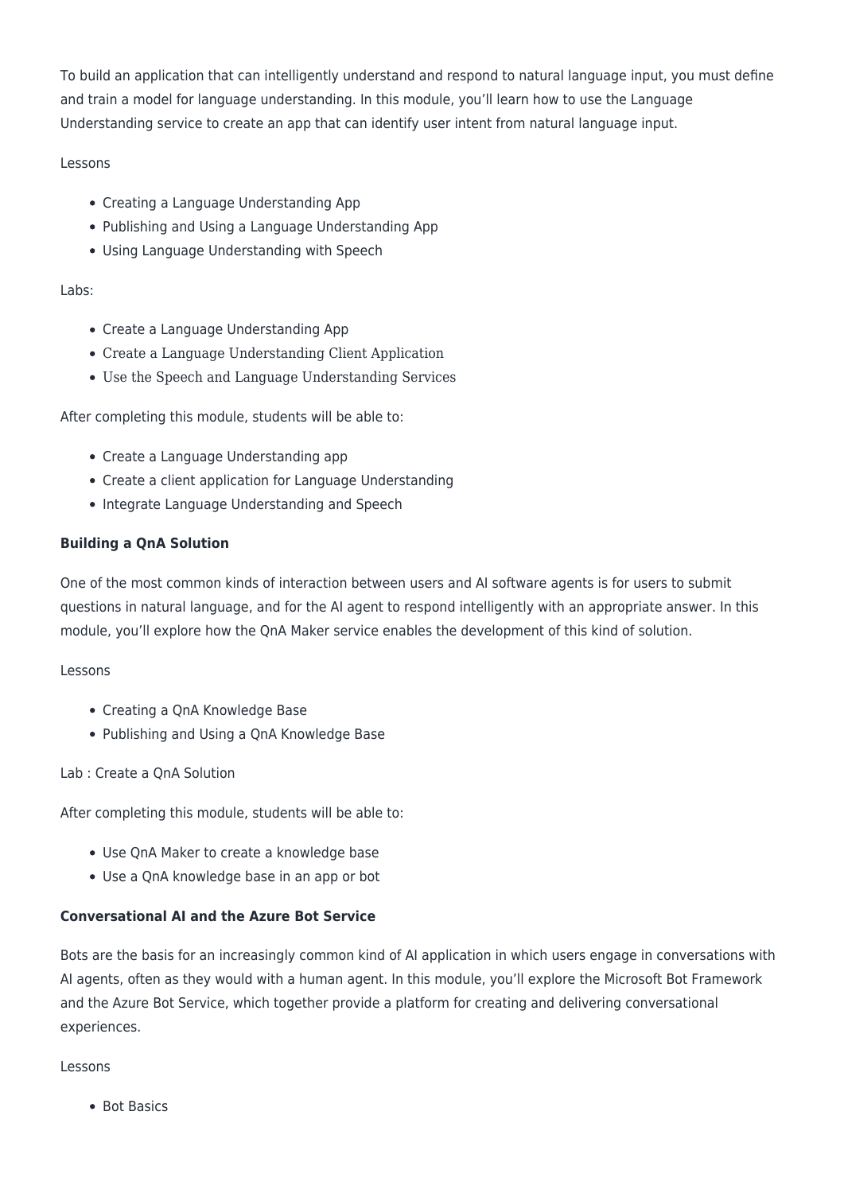To build an application that can intelligently understand and respond to natural language input, you must define and train a model for language understanding. In this module, you'll learn how to use the Language Understanding service to create an app that can identify user intent from natural language input.

Lessons

- Creating a Language Understanding App
- Publishing and Using a Language Understanding App
- Using Language Understanding with Speech

Labs:

- Create a Language Understanding App
- Create a Language Understanding Client Application
- Use the Speech and Language Understanding Services

After completing this module, students will be able to:

- Create a Language Understanding app
- Create a client application for Language Understanding
- Integrate Language Understanding and Speech

**Building a QnA Solution**

One of the most common kinds of interaction between users and AI software agents is for users to submit questions in natural language, and for the AI agent to respond intelligently with an appropriate answer. In this module, you'll explore how the QnA Maker service enables the development of this kind of solution.

Lessons

- Creating a QnA Knowledge Base
- Publishing and Using a QnA Knowledge Base

Lab : Create a QnA Solution

After completing this module, students will be able to:

- Use QnA Maker to create a knowledge base
- Use a QnA knowledge base in an app or bot

**Conversational AI and the Azure Bot Service**

Bots are the basis for an increasingly common kind of AI application in which users engage in conversations with AI agents, often as they would with a human agent. In this module, you'll explore the Microsoft Bot Framework and the Azure Bot Service, which together provide a platform for creating and delivering conversational experiences.

Lessons

- Bot Basics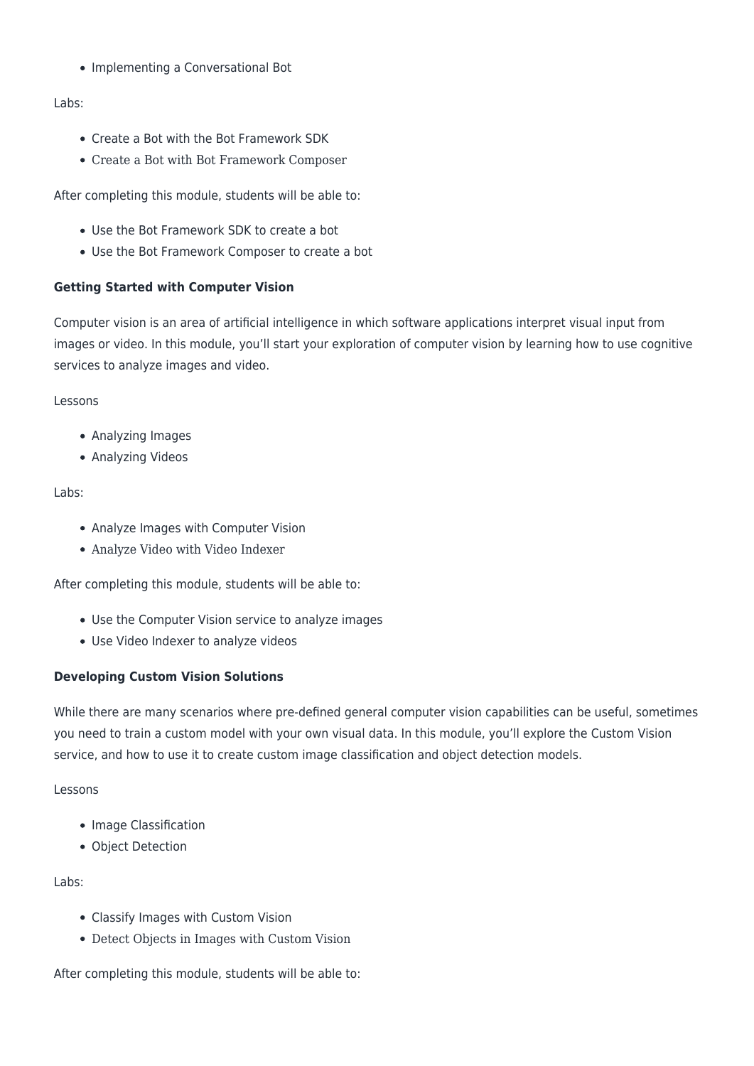- Implementing a Conversational Bot

Labs:

- Create a Bot with the Bot Framework SDK
- Create a Bot with Bot Framework Composer

After completing this module, students will be able to:

- Use the Bot Framework SDK to create a bot
- Use the Bot Framework Composer to create a bot

**Getting Started with Computer Vision**

Computer vision is an area of artificial intelligence in which software applications interpret visual input from images or video. In this module, you'll start your exploration of computer vision by learning how to use cognitive services to analyze images and video.

Lessons

- Analyzing Images
- Analyzing Videos

Labs:

- Analyze Images with Computer Vision
- Analyze Video with Video Indexer

After completing this module, students will be able to:

- Use the Computer Vision service to analyze images
- Use Video Indexer to analyze videos

**Developing Custom Vision Solutions**

While there are many scenarios where pre-defined general computer vision capabilities can be useful, sometimes you need to train a custom model with your own visual data. In this module, you'll explore the Custom Vision service, and how to use it to create custom image classification and object detection models.

Lessons

- Image Classification
- Object Detection

Labs:

- Classify Images with Custom Vision
- Detect Objects in Images with Custom Vision

After completing this module, students will be able to: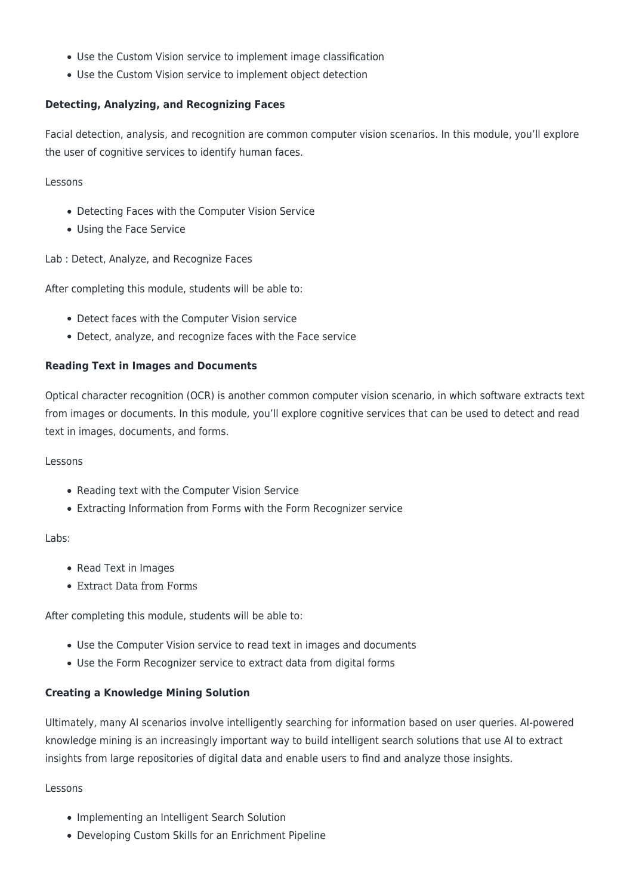- Use the Custom Vision service to implement image classification
- Use the Custom Vision service to implement object detection

**Detecting, Analyzing, and Recognizing Faces**

Facial detection, analysis, and recognition are common computer vision scenarios. In this module, you'll explore the user of cognitive services to identify human faces.

Lessons

- Detecting Faces with the Computer Vision Service
- Using the Face Service

Lab : Detect, Analyze, and Recognize Faces

After completing this module, students will be able to:

- Detect faces with the Computer Vision service
- Detect, analyze, and recognize faces with the Face service

**Reading Text in Images and Documents**

Optical character recognition (OCR) is another common computer vision scenario, in which software extracts text from images or documents. In this module, you'll explore cognitive services that can be used to detect and read text in images, documents, and forms.

Lessons

- Reading text with the Computer Vision Service
- Extracting Information from Forms with the Form Recognizer service

Labs:

- Read Text in Images
- Extract Data from Forms

After completing this module, students will be able to:

- Use the Computer Vision service to read text in images and documents
- Use the Form Recognizer service to extract data from digital forms

**Creating a Knowledge Mining Solution**

Ultimately, many AI scenarios involve intelligently searching for information based on user queries. AI-powered knowledge mining is an increasingly important way to build intelligent search solutions that use AI to extract insights from large repositories of digital data and enable users to find and analyze those insights.

Lessons

- Implementing an Intelligent Search Solution
- Developing Custom Skills for an Enrichment Pipeline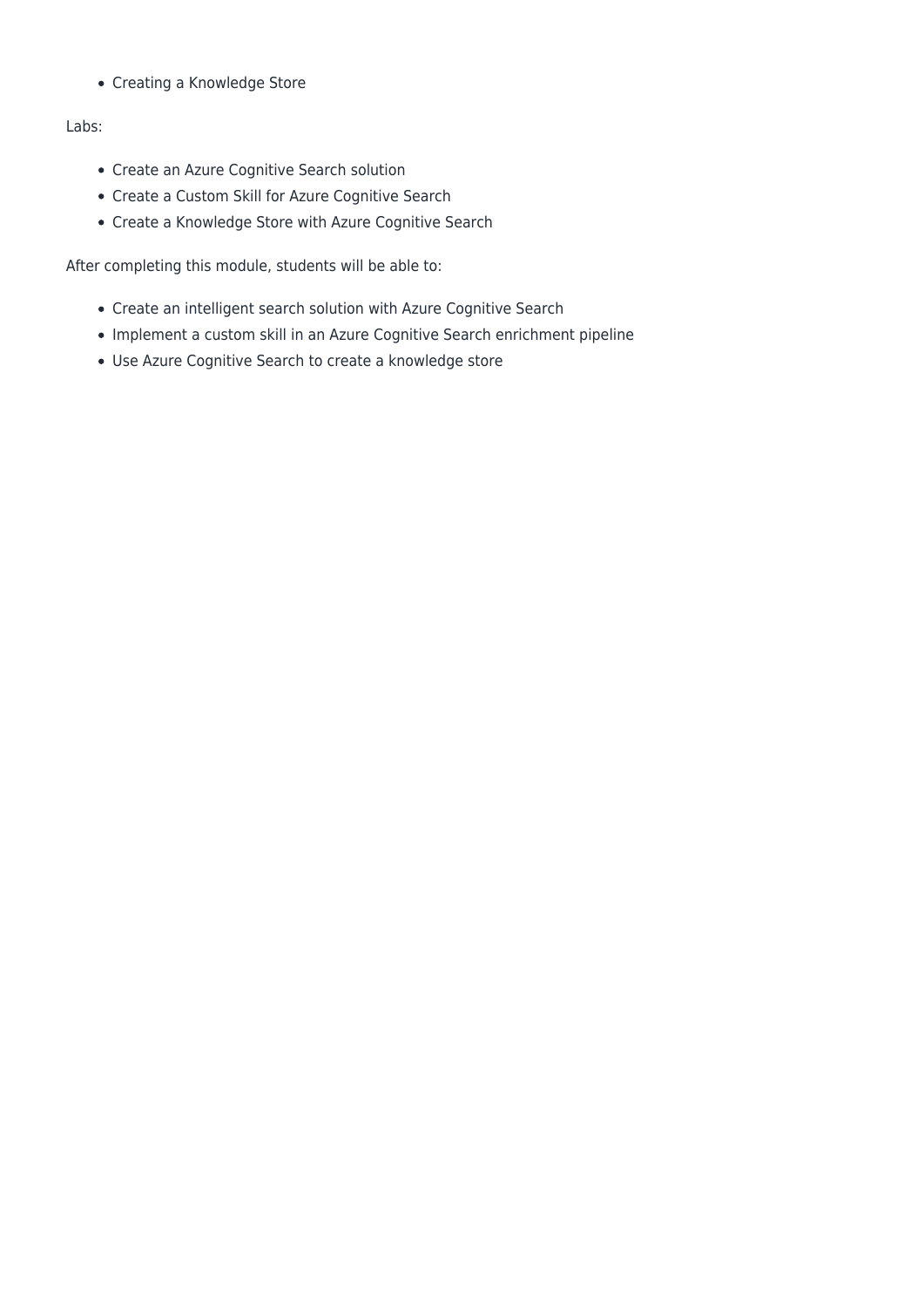- Creating a Knowledge Store

Labs:

- Create an Azure Cognitive Search solution
- Create a Custom Skill for Azure Cognitive Search
- Create a Knowledge Store with Azure Cognitive Search

After completing this module, students will be able to:

- Create an intelligent search solution with Azure Cognitive Search
- Implement a custom skill in an Azure Cognitive Search enrichment pipeline
- Use Azure Cognitive Search to create a knowledge store